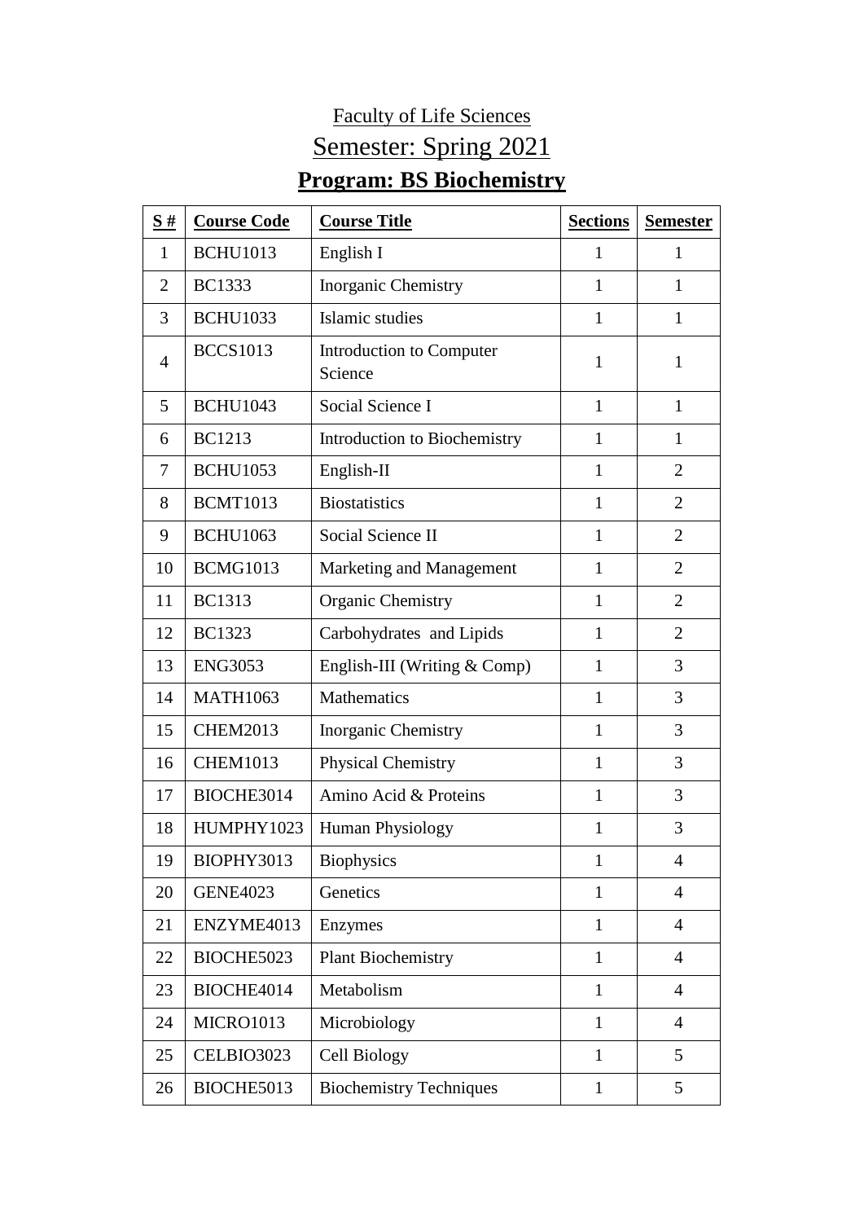Faculty of Life Sciences

Semester: Spring 2021

# Program: BS Biochemistry

| S # | Course Code | Course Title | Sections | Semester |
|---|---|---|---|---|
| 1 | BCHU1013 | English I | 1 | 1 |
| 2 | BC1333 | Inorganic Chemistry | 1 | 1 |
| 3 | BCHU1033 | Islamic studies | 1 | 1 |
| 4 | BCCS1013 | Introduction to Computer Science | 1 | 1 |
| 5 | BCHU1043 | Social Science I | 1 | 1 |
| 6 | BC1213 | Introduction to Biochemistry | 1 | 1 |
| 7 | BCHU1053 | English-II | 1 | 2 |
| 8 | BCMT1013 | Biostatistics | 1 | 2 |
| 9 | BCHU1063 | Social Science II | 1 | 2 |
| 10 | BCMG1013 | Marketing and Management | 1 | 2 |
| 11 | BC1313 | Organic Chemistry | 1 | 2 |
| 12 | BC1323 | Carbohydrates and Lipids | 1 | 2 |
| 13 | ENG3053 | English-III (Writing & Comp) | 1 | 3 |
| 14 | MATH1063 | Mathematics | 1 | 3 |
| 15 | CHEM2013 | Inorganic Chemistry | 1 | 3 |
| 16 | CHEM1013 | Physical Chemistry | 1 | 3 |
| 17 | BIOCHE3014 | Amino Acid & Proteins | 1 | 3 |
| 18 | HUMPHY1023 | Human Physiology | 1 | 3 |
| 19 | BIOPHY3013 | Biophysics | 1 | 4 |
| 20 | GENE4023 | Genetics | 1 | 4 |
| 21 | ENZYME4013 | Enzymes | 1 | 4 |
| 22 | BIOCHE5023 | Plant Biochemistry | 1 | 4 |
| 23 | BIOCHE4014 | Metabolism | 1 | 4 |
| 24 | MICRO1013 | Microbiology | 1 | 4 |
| 25 | CELBIO3023 | Cell Biology | 1 | 5 |
| 26 | BIOCHE5013 | Biochemistry Techniques | 1 | 5 |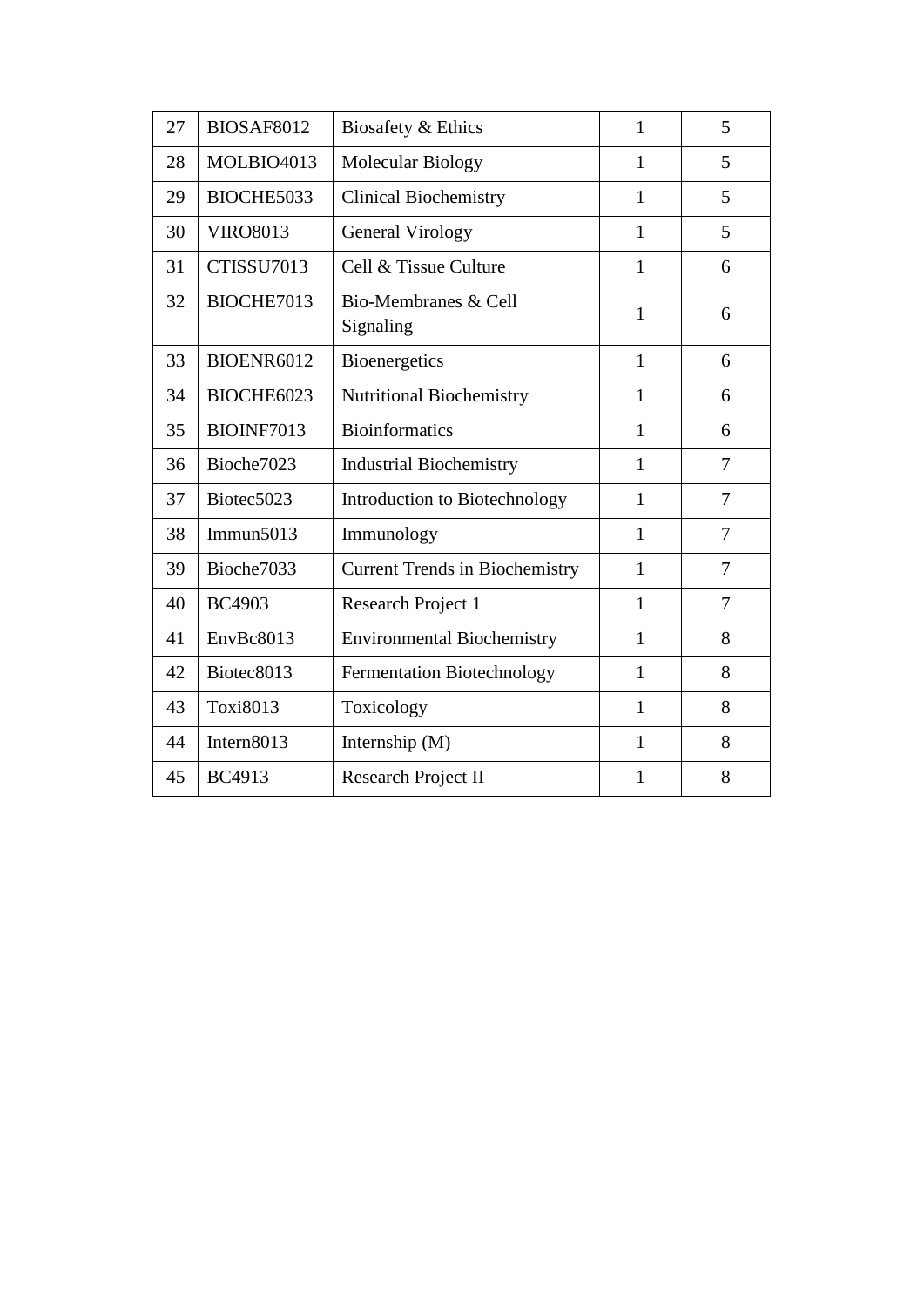| | | | | |
|---|---|---|---|---|
| 27 | BIOSAF8012 | Biosafety & Ethics | 1 | 5 |
| 28 | MOLBIO4013 | Molecular Biology | 1 | 5 |
| 29 | BIOCHE5033 | Clinical Biochemistry | 1 | 5 |
| 30 | VIRO8013 | General Virology | 1 | 5 |
| 31 | CTISSU7013 | Cell & Tissue Culture | 1 | 6 |
| 32 | BIOCHE7013 | Bio-Membranes & Cell Signaling | 1 | 6 |
| 33 | BIOENR6012 | Bioenergetics | 1 | 6 |
| 34 | BIOCHE6023 | Nutritional Biochemistry | 1 | 6 |
| 35 | BIOINF7013 | Bioinformatics | 1 | 6 |
| 36 | Bioche7023 | Industrial Biochemistry | 1 | 7 |
| 37 | Biotec5023 | Introduction to Biotechnology | 1 | 7 |
| 38 | Immun5013 | Immunology | 1 | 7 |
| 39 | Bioche7033 | Current Trends in Biochemistry | 1 | 7 |
| 40 | BC4903 | Research Project 1 | 1 | 7 |
| 41 | EnvBc8013 | Environmental Biochemistry | 1 | 8 |
| 42 | Biotec8013 | Fermentation Biotechnology | 1 | 8 |
| 43 | Toxi8013 | Toxicology | 1 | 8 |
| 44 | Intern8013 | Internship (M) | 1 | 8 |
| 45 | BC4913 | Research Project II | 1 | 8 |